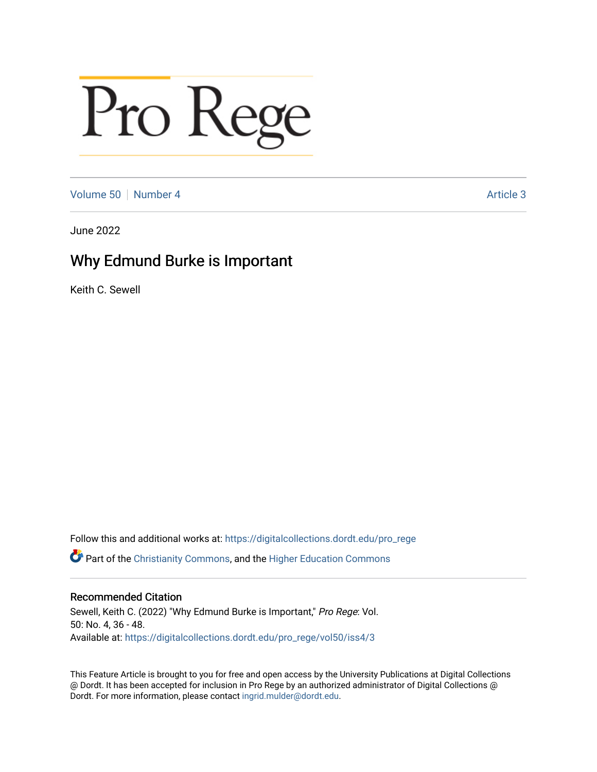# Pro Rege

Volume 50 | Number 4 | Article 3

June 2022

## Why Edmund Burke is Important

Keith C. Sewell

Follow this and additional works at: https://digitalcollections.dordt.edu/pro_rege

Part of the Christianity Commons, and the Higher Education Commons

### Recommended Citation

Sewell, Keith C. (2022) "Why Edmund Burke is Important," *Pro Rege*: Vol. 50: No. 4, 36 - 48.
Available at: https://digitalcollections.dordt.edu/pro_rege/vol50/iss4/3

This Feature Article is brought to you for free and open access by the University Publications at Digital Collections @ Dordt. It has been accepted for inclusion in Pro Rege by an authorized administrator of Digital Collections @ Dordt. For more information, please contact ingrid.mulder@dordt.edu.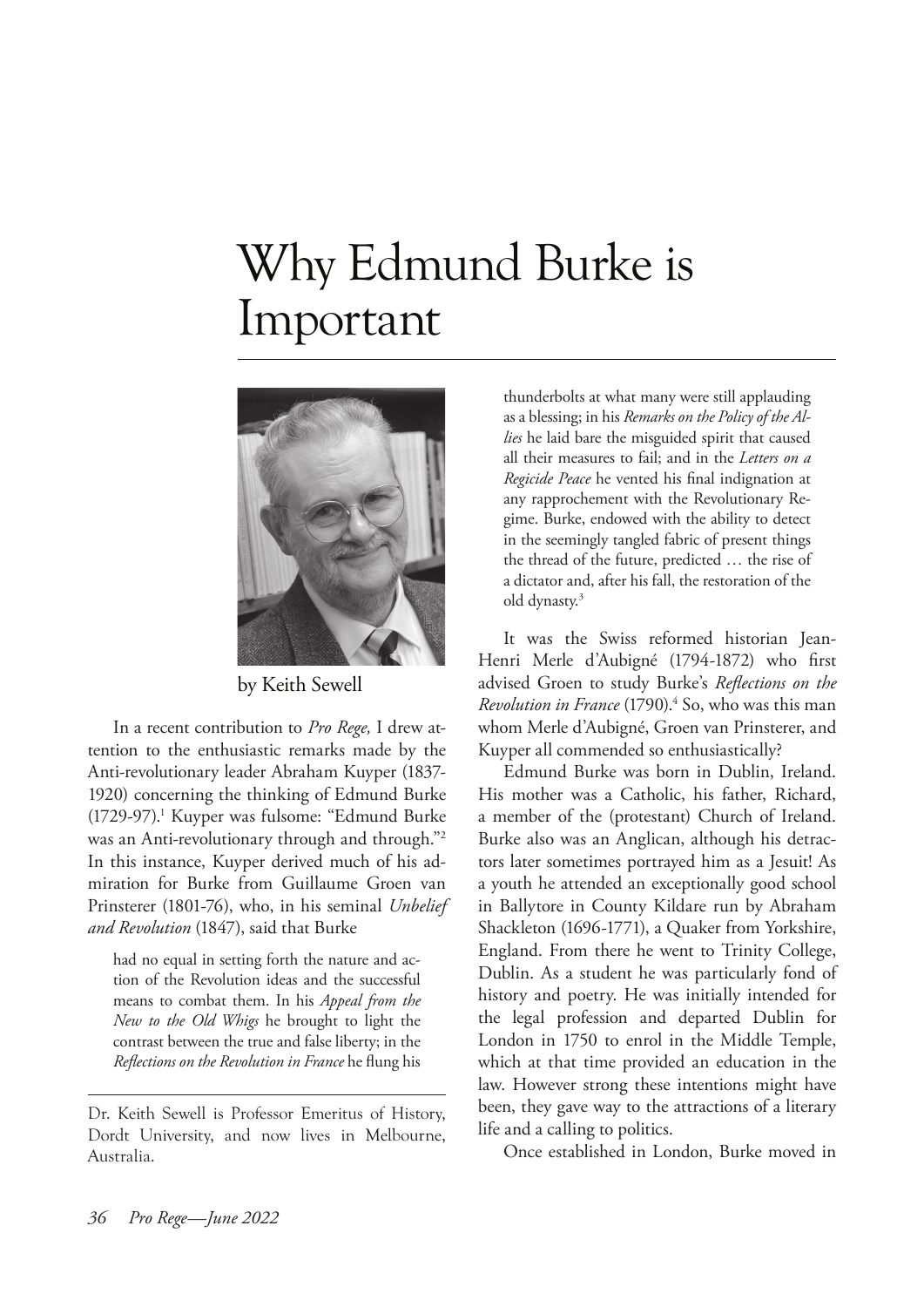# Why Edmund Burke is Important

by Keith Sewell

In a recent contribution to *Pro Rege,* I drew attention to the enthusiastic remarks made by the Anti-revolutionary leader Abraham Kuyper (1837-1920) concerning the thinking of Edmund Burke (1729-97).[1] Kuyper was fulsome: "Edmund Burke was an Anti-revolutionary through and through."[2] In this instance, Kuyper derived much of his admiration for Burke from Guillaume Groen van Prinsterer (1801-76), who, in his seminal *Unbelief and Revolution* (1847), said that Burke

> had no equal in setting forth the nature and action of the Revolution ideas and the successful means to combat them. In his *Appeal from the New to the Old Whigs* he brought to light the contrast between the true and false liberty; in the *Reflections on the Revolution in France* he flung his thunderbolts at what many were still applauding as a blessing; in his *Remarks on the Policy of the Allies* he laid bare the misguided spirit that caused all their measures to fail; and in the *Letters on a Regicide Peace* he vented his final indignation at any rapprochement with the Revolutionary Regime. Burke, endowed with the ability to detect in the seemingly tangled fabric of present things the thread of the future, predicted … the rise of a dictator and, after his fall, the restoration of the old dynasty.[3]

It was the Swiss reformed historian Jean-Henri Merle d'Aubigné (1794-1872) who first advised Groen to study Burke's *Reflections on the Revolution in France* (1790).[4] So, who was this man whom Merle d'Aubigné, Groen van Prinsterer, and Kuyper all commended so enthusiastically?

Edmund Burke was born in Dublin, Ireland. His mother was a Catholic, his father, Richard, a member of the (protestant) Church of Ireland. Burke also was an Anglican, although his detractors later sometimes portrayed him as a Jesuit! As a youth he attended an exceptionally good school in Ballytore in County Kildare run by Abraham Shackleton (1696-1771), a Quaker from Yorkshire, England. From there he went to Trinity College, Dublin. As a student he was particularly fond of history and poetry. He was initially intended for the legal profession and departed Dublin for London in 1750 to enrol in the Middle Temple, which at that time provided an education in the law. However strong these intentions might have been, they gave way to the attractions of a literary life and a calling to politics.

Once established in London, Burke moved in

---

Dr. Keith Sewell is Professor Emeritus of History, Dordt University, and now lives in Melbourne, Australia.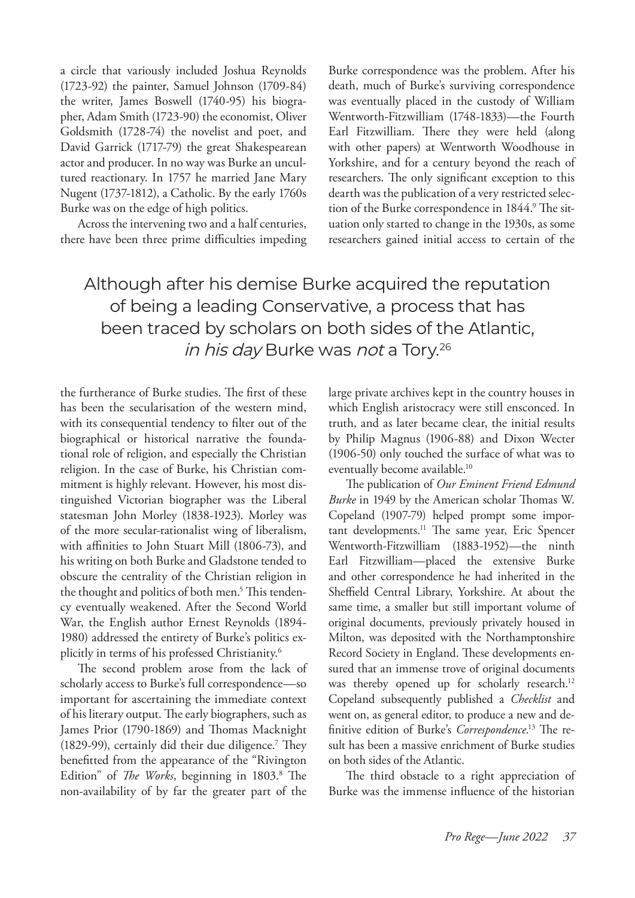a circle that variously included Joshua Reynolds (1723-92) the painter, Samuel Johnson (1709-84) the writer, James Boswell (1740-95) his biographer, Adam Smith (1723-90) the economist, Oliver Goldsmith (1728-74) the novelist and poet, and David Garrick (1717-79) the great Shakespearean actor and producer. In no way was Burke an uncultured reactionary. In 1757 he married Jane Mary Nugent (1737-1812), a Catholic. By the early 1760s Burke was on the edge of high politics.

Across the intervening two and a half centuries, there have been three prime difficulties impeding the furtherance of Burke studies. The first of these has been the secularisation of the western mind, with its consequential tendency to filter out of the biographical or historical narrative the foundational role of religion, and especially the Christian religion. In the case of Burke, his Christian commitment is highly relevant. However, his most distinguished Victorian biographer was the Liberal statesman John Morley (1838-1923). Morley was of the more secular-rationalist wing of liberalism, with affinities to John Stuart Mill (1806-73), and his writing on both Burke and Gladstone tended to obscure the centrality of the Christian religion in the thought and politics of both men.[5] This tendency eventually weakened. After the Second World War, the English author Ernest Reynolds (1894-1980) addressed the entirety of Burke's politics explicitly in terms of his professed Christianity.[6]

The second problem arose from the lack of scholarly access to Burke's full correspondence—so important for ascertaining the immediate context of his literary output. The early biographers, such as James Prior (1790-1869) and Thomas Macknight (1829-99), certainly did their due diligence.[7] They benefitted from the appearance of the "Rivington Edition" of *The Works*, beginning in 1803.[8] The non-availability of by far the greater part of the Burke correspondence was the problem. After his death, much of Burke's surviving correspondence was eventually placed in the custody of William Wentworth-Fitzwilliam (1748-1833)—the Fourth Earl Fitzwilliam. There they were held (along with other papers) at Wentworth Woodhouse in Yorkshire, and for a century beyond the reach of researchers. The only significant exception to this dearth was the publication of a very restricted selection of the Burke correspondence in 1844.[9] The situation only started to change in the 1930s, as some researchers gained initial access to certain of the large private archives kept in the country houses in which English aristocracy were still ensconced. In truth, and as later became clear, the initial results by Philip Magnus (1906-88) and Dixon Wecter (1906-50) only touched the surface of what was to eventually become available.[10]

> Although after his demise Burke acquired the reputation of being a leading Conservative, a process that has been traced by scholars on both sides of the Atlantic, *in his day* Burke was *not* a Tory.[26]

The publication of *Our Eminent Friend Edmund Burke* in 1949 by the American scholar Thomas W. Copeland (1907-79) helped prompt some important developments.[11] The same year, Eric Spencer Wentworth-Fitzwilliam (1883-1952)—the ninth Earl Fitzwilliam—placed the extensive Burke and other correspondence he had inherited in the Sheffield Central Library, Yorkshire. At about the same time, a smaller but still important volume of original documents, previously privately housed in Milton, was deposited with the Northamptonshire Record Society in England. These developments ensured that an immense trove of original documents was thereby opened up for scholarly research.[12] Copeland subsequently published a *Checklist* and went on, as general editor, to produce a new and definitive edition of Burke's *Correspondence*.[13] The result has been a massive enrichment of Burke studies on both sides of the Atlantic.

The third obstacle to a right appreciation of Burke was the immense influence of the historian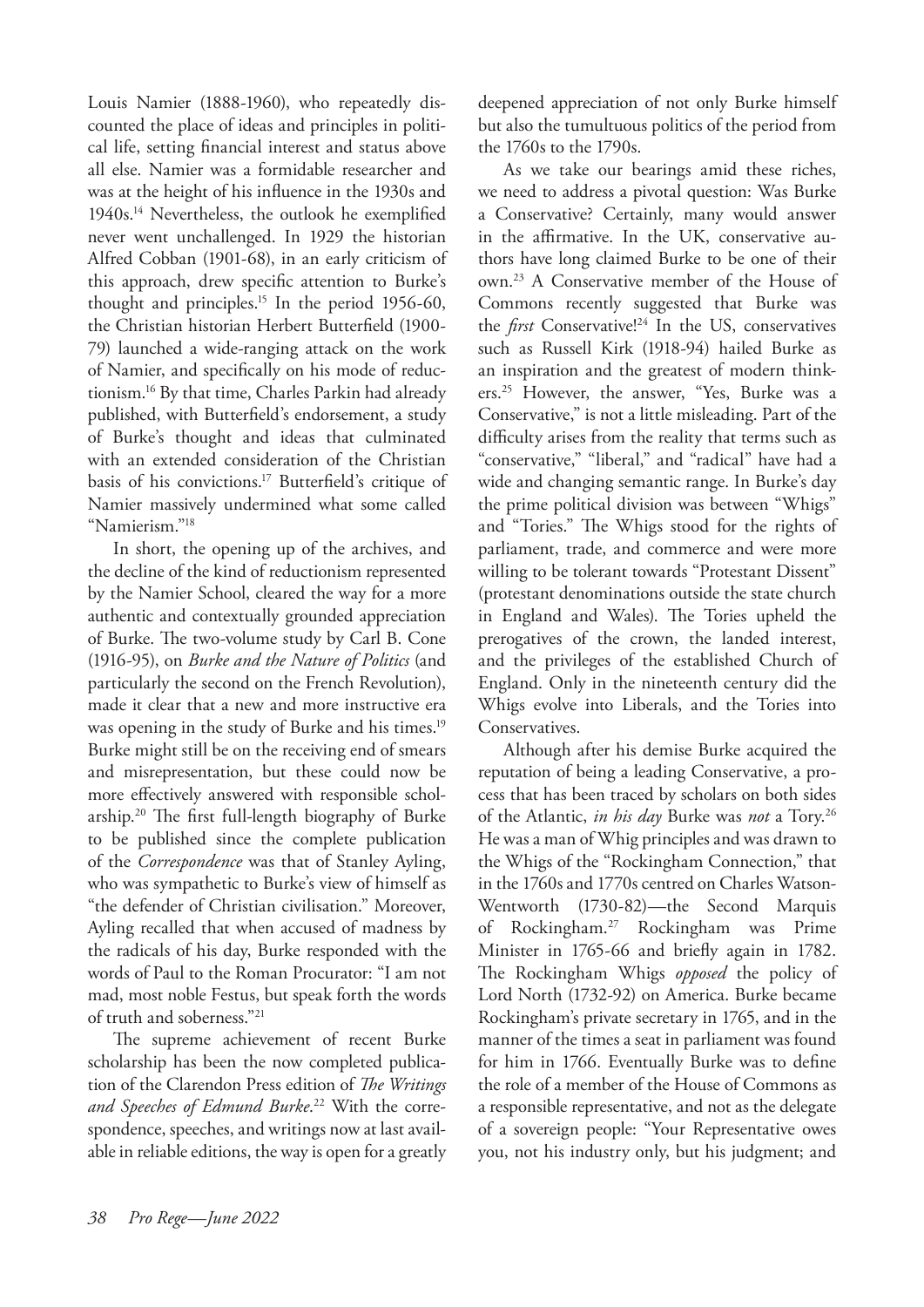Louis Namier (1888-1960), who repeatedly discounted the place of ideas and principles in political life, setting financial interest and status above all else. Namier was a formidable researcher and was at the height of his influence in the 1930s and 1940s.[14] Nevertheless, the outlook he exemplified never went unchallenged. In 1929 the historian Alfred Cobban (1901-68), in an early criticism of this approach, drew specific attention to Burke's thought and principles.[15] In the period 1956-60, the Christian historian Herbert Butterfield (1900-79) launched a wide-ranging attack on the work of Namier, and specifically on his mode of reductionism.[16] By that time, Charles Parkin had already published, with Butterfield's endorsement, a study of Burke's thought and ideas that culminated with an extended consideration of the Christian basis of his convictions.[17] Butterfield's critique of Namier massively undermined what some called "Namierism."[18]

In short, the opening up of the archives, and the decline of the kind of reductionism represented by the Namier School, cleared the way for a more authentic and contextually grounded appreciation of Burke. The two-volume study by Carl B. Cone (1916-95), on *Burke and the Nature of Politics* (and particularly the second on the French Revolution), made it clear that a new and more instructive era was opening in the study of Burke and his times.[19] Burke might still be on the receiving end of smears and misrepresentation, but these could now be more effectively answered with responsible scholarship.[20] The first full-length biography of Burke to be published since the complete publication of the *Correspondence* was that of Stanley Ayling, who was sympathetic to Burke's view of himself as "the defender of Christian civilisation." Moreover, Ayling recalled that when accused of madness by the radicals of his day, Burke responded with the words of Paul to the Roman Procurator: "I am not mad, most noble Festus, but speak forth the words of truth and soberness."[21]

The supreme achievement of recent Burke scholarship has been the now completed publication of the Clarendon Press edition of *The Writings and Speeches of Edmund Burke*.[22] With the correspondence, speeches, and writings now at last available in reliable editions, the way is open for a greatly deepened appreciation of not only Burke himself but also the tumultuous politics of the period from the 1760s to the 1790s.

As we take our bearings amid these riches, we need to address a pivotal question: Was Burke a Conservative? Certainly, many would answer in the affirmative. In the UK, conservative authors have long claimed Burke to be one of their own.[23] A Conservative member of the House of Commons recently suggested that Burke was the *first* Conservative![24] In the US, conservatives such as Russell Kirk (1918-94) hailed Burke as an inspiration and the greatest of modern thinkers.[25] However, the answer, "Yes, Burke was a Conservative," is not a little misleading. Part of the difficulty arises from the reality that terms such as "conservative," "liberal," and "radical" have had a wide and changing semantic range. In Burke's day the prime political division was between "Whigs" and "Tories." The Whigs stood for the rights of parliament, trade, and commerce and were more willing to be tolerant towards "Protestant Dissent" (protestant denominations outside the state church in England and Wales). The Tories upheld the prerogatives of the crown, the landed interest, and the privileges of the established Church of England. Only in the nineteenth century did the Whigs evolve into Liberals, and the Tories into Conservatives.

Although after his demise Burke acquired the reputation of being a leading Conservative, a process that has been traced by scholars on both sides of the Atlantic, *in his day* Burke was *not* a Tory.[26] He was a man of Whig principles and was drawn to the Whigs of the "Rockingham Connection," that in the 1760s and 1770s centred on Charles Watson-Wentworth (1730-82)—the Second Marquis of Rockingham.[27] Rockingham was Prime Minister in 1765-66 and briefly again in 1782. The Rockingham Whigs *opposed* the policy of Lord North (1732-92) on America. Burke became Rockingham's private secretary in 1765, and in the manner of the times a seat in parliament was found for him in 1766. Eventually Burke was to define the role of a member of the House of Commons as a responsible representative, and not as the delegate of a sovereign people: "Your Representative owes you, not his industry only, but his judgment; and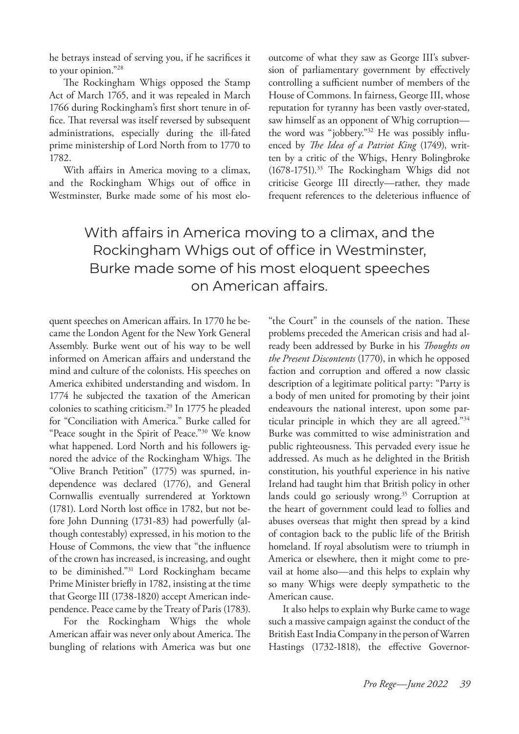he betrays instead of serving you, if he sacrifices it to your opinion."[28]

The Rockingham Whigs opposed the Stamp Act of March 1765, and it was repealed in March 1766 during Rockingham's first short tenure in office. That reversal was itself reversed by subsequent administrations, especially during the ill-fated prime ministership of Lord North from to 1770 to 1782.

With affairs in America moving to a climax, and the Rockingham Whigs out of office in Westminster, Burke made some of his most eloquent speeches on American affairs. In 1770 he became the London Agent for the New York General Assembly. Burke went out of his way to be well informed on American affairs and understand the mind and culture of the colonists. His speeches on America exhibited understanding and wisdom. In 1774 he subjected the taxation of the American colonies to scathing criticism.[29] In 1775 he pleaded for "Conciliation with America." Burke called for "Peace sought in the Spirit of Peace."[30] We know what happened. Lord North and his followers ignored the advice of the Rockingham Whigs. The "Olive Branch Petition" (1775) was spurned, independence was declared (1776), and General Cornwallis eventually surrendered at Yorktown (1781). Lord North lost office in 1782, but not before John Dunning (1731-83) had powerfully (although contestably) expressed, in his motion to the House of Commons, the view that "the influence of the crown has increased, is increasing, and ought to be diminished."[31] Lord Rockingham became Prime Minister briefly in 1782, insisting at the time that George III (1738-1820) accept American independence. Peace came by the Treaty of Paris (1783).

For the Rockingham Whigs the whole American affair was never only about America. The bungling of relations with America was but one outcome of what they saw as George III's subversion of parliamentary government by effectively controlling a sufficient number of members of the House of Commons. In fairness, George III, whose reputation for tyranny has been vastly over-stated, saw himself as an opponent of Whig corruption—the word was "jobbery."[32] He was possibly influenced by *The Idea of a Patriot King* (1749), written by a critic of the Whigs, Henry Bolingbroke (1678-1751).[33] The Rockingham Whigs did not criticise George III directly—rather, they made frequent references to the deleterious influence of "the Court" in the counsels of the nation. These problems preceded the American crisis and had already been addressed by Burke in his *Thoughts on the Present Discontents* (1770), in which he opposed faction and corruption and offered a now classic description of a legitimate political party: "Party is a body of men united for promoting by their joint endeavours the national interest, upon some particular principle in which they are all agreed."[34] Burke was committed to wise administration and public righteousness. This pervaded every issue he addressed. As much as he delighted in the British constitution, his youthful experience in his native Ireland had taught him that British policy in other lands could go seriously wrong.[35] Corruption at the heart of government could lead to follies and abuses overseas that might then spread by a kind of contagion back to the public life of the British homeland. If royal absolutism were to triumph in America or elsewhere, then it might come to prevail at home also—and this helps to explain why so many Whigs were deeply sympathetic to the American cause.

It also helps to explain why Burke came to wage such a massive campaign against the conduct of the British East India Company in the person of Warren Hastings (1732-1818), the effective Governor-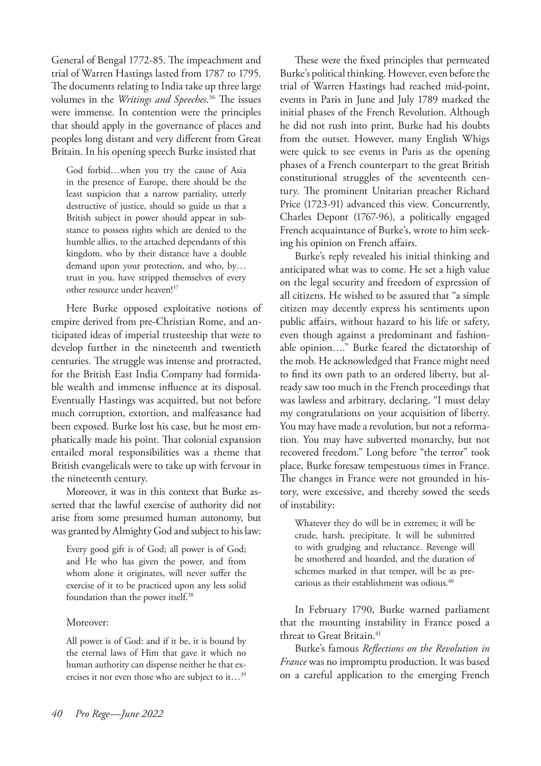General of Bengal 1772-85. The impeachment and trial of Warren Hastings lasted from 1787 to 1795. The documents relating to India take up three large volumes in the *Writings and Speeches*.[36] The issues were immense. In contention were the principles that should apply in the governance of places and peoples long distant and very different from Great Britain. In his opening speech Burke insisted that

> God forbid…when you try the cause of Asia in the presence of Europe, there should be the least suspicion that a narrow partiality, utterly destructive of justice, should so guide us that a British subject in power should appear in substance to possess rights which are denied to the humble allies, to the attached dependants of this kingdom, who by their distance have a double demand upon your protection, and who, by… trust in you, have stripped themselves of every other resource under heaven![37]

Here Burke opposed exploitative notions of empire derived from pre-Christian Rome, and anticipated ideas of imperial trusteeship that were to develop further in the nineteenth and twentieth centuries. The struggle was intense and protracted, for the British East India Company had formidable wealth and immense influence at its disposal. Eventually Hastings was acquitted, but not before much corruption, extortion, and malfeasance had been exposed. Burke lost his case, but he most emphatically made his point. That colonial expansion entailed moral responsibilities was a theme that British evangelicals were to take up with fervour in the nineteenth century.

Moreover, it was in this context that Burke asserted that the lawful exercise of authority did not arise from some presumed human autonomy, but was granted by Almighty God and subject to his law:

> Every good gift is of God; all power is of God; and He who has given the power, and from whom alone it originates, will never suffer the exercise of it to be practiced upon any less solid foundation than the power itself.[38]

Moreover:

> All power is of God: and if it be, it is bound by the eternal laws of Him that gave it which no human authority can dispense neither he that exercises it nor even those who are subject to it…[39]

These were the fixed principles that permeated Burke's political thinking. However, even before the trial of Warren Hastings had reached mid-point, events in Paris in June and July 1789 marked the initial phases of the French Revolution. Although he did not rush into print, Burke had his doubts from the outset. However, many English Whigs were quick to see events in Paris as the opening phases of a French counterpart to the great British constitutional struggles of the seventeenth century. The prominent Unitarian preacher Richard Price (1723-91) advanced this view. Concurrently, Charles Depont (1767-96), a politically engaged French acquaintance of Burke's, wrote to him seeking his opinion on French affairs.

Burke's reply revealed his initial thinking and anticipated what was to come. He set a high value on the legal security and freedom of expression of all citizens. He wished to be assured that "a simple citizen may decently express his sentiments upon public affairs, without hazard to his life or safety, even though against a predominant and fashionable opinion…." Burke feared the dictatorship of the mob. He acknowledged that France might need to find its own path to an ordered liberty, but already saw too much in the French proceedings that was lawless and arbitrary, declaring, "I must delay my congratulations on your acquisition of liberty. You may have made a revolution, but not a reformation. You may have subverted monarchy, but not recovered freedom." Long before "the terror" took place, Burke foresaw tempestuous times in France. The changes in France were not grounded in history, were excessive, and thereby sowed the seeds of instability:

> Whatever they do will be in extremes; it will be crude, harsh, precipitate. It will be submitted to with grudging and reluctance. Revenge will be smothered and hoarded, and the duration of schemes marked in that temper, will be as precarious as their establishment was odious.[40]

In February 1790, Burke warned parliament that the mounting instability in France posed a threat to Great Britain.[41]

Burke's famous *Reflections on the Revolution in France* was no impromptu production. It was based on a careful application to the emerging French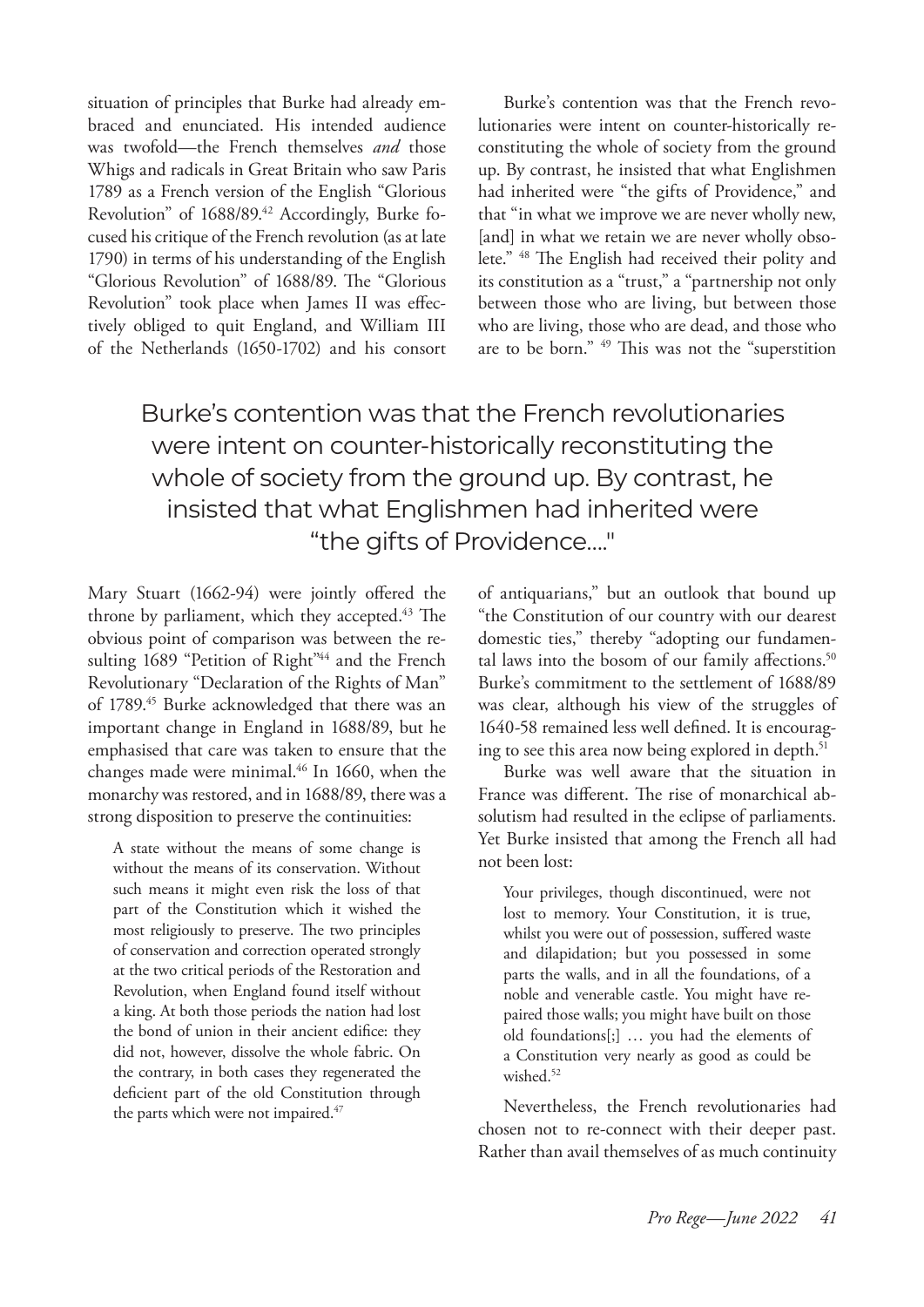situation of principles that Burke had already embraced and enunciated. His intended audience was twofold—the French themselves *and* those Whigs and radicals in Great Britain who saw Paris 1789 as a French version of the English "Glorious Revolution" of 1688/89.[42] Accordingly, Burke focused his critique of the French revolution (as at late 1790) in terms of his understanding of the English "Glorious Revolution" of 1688/89. The "Glorious Revolution" took place when James II was effectively obliged to quit England, and William III of the Netherlands (1650-1702) and his consort Mary Stuart (1662-94) were jointly offered the throne by parliament, which they accepted.[43] The obvious point of comparison was between the resulting 1689 "Petition of Right"[44] and the French Revolutionary "Declaration of the Rights of Man" of 1789.[45] Burke acknowledged that there was an important change in England in 1688/89, but he emphasised that care was taken to ensure that the changes made were minimal.[46] In 1660, when the monarchy was restored, and in 1688/89, there was a strong disposition to preserve the continuities:

> A state without the means of some change is without the means of its conservation. Without such means it might even risk the loss of that part of the Constitution which it wished the most religiously to preserve. The two principles of conservation and correction operated strongly at the two critical periods of the Restoration and Revolution, when England found itself without a king. At both those periods the nation had lost the bond of union in their ancient edifice: they did not, however, dissolve the whole fabric. On the contrary, in both cases they regenerated the deficient part of the old Constitution through the parts which were not impaired.[47]

Burke's contention was that the French revolutionaries were intent on counter-historically reconstituting the whole of society from the ground up. By contrast, he insisted that what Englishmen had inherited were "the gifts of Providence," and that "in what we improve we are never wholly new, [and] in what we retain we are never wholly obsolete." [48] The English had received their polity and its constitution as a "trust," a "partnership not only between those who are living, but between those who are living, those who are dead, and those who are to be born." [49] This was not the "superstition of antiquarians," but an outlook that bound up "the Constitution of our country with our dearest domestic ties," thereby "adopting our fundamental laws into the bosom of our family affections.[50] Burke's commitment to the settlement of 1688/89 was clear, although his view of the struggles of 1640-58 remained less well defined. It is encouraging to see this area now being explored in depth.[51]

> Burke's contention was that the French revolutionaries were intent on counter-historically reconstituting the whole of society from the ground up. By contrast, he insisted that what Englishmen had inherited were "the gifts of Providence...."

Burke was well aware that the situation in France was different. The rise of monarchical absolutism had resulted in the eclipse of parliaments. Yet Burke insisted that among the French all had not been lost:

> Your privileges, though discontinued, were not lost to memory. Your Constitution, it is true, whilst you were out of possession, suffered waste and dilapidation; but you possessed in some parts the walls, and in all the foundations, of a noble and venerable castle. You might have repaired those walls; you might have built on those old foundations[;] … you had the elements of a Constitution very nearly as good as could be wished.[52]

Nevertheless, the French revolutionaries had chosen not to re-connect with their deeper past. Rather than avail themselves of as much continuity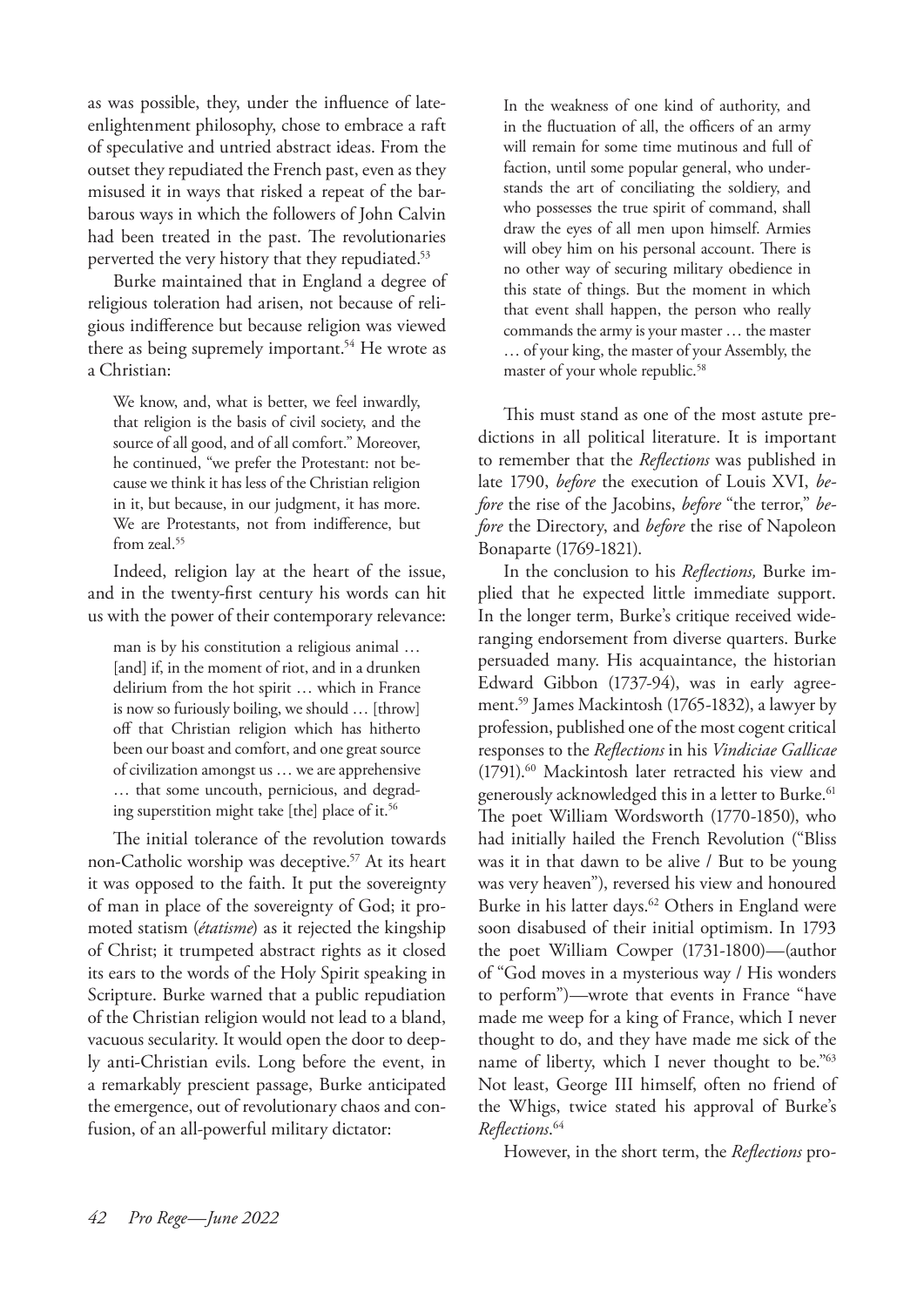as was possible, they, under the influence of late-enlightenment philosophy, chose to embrace a raft of speculative and untried abstract ideas. From the outset they repudiated the French past, even as they misused it in ways that risked a repeat of the barbarous ways in which the followers of John Calvin had been treated in the past. The revolutionaries perverted the very history that they repudiated.[53]

Burke maintained that in England a degree of religious toleration had arisen, not because of religious indifference but because religion was viewed there as being supremely important.[54] He wrote as a Christian:

> We know, and, what is better, we feel inwardly, that religion is the basis of civil society, and the source of all good, and of all comfort." Moreover, he continued, "we prefer the Protestant: not because we think it has less of the Christian religion in it, but because, in our judgment, it has more. We are Protestants, not from indifference, but from zeal.[55]

Indeed, religion lay at the heart of the issue, and in the twenty-first century his words can hit us with the power of their contemporary relevance:

> man is by his constitution a religious animal … [and] if, in the moment of riot, and in a drunken delirium from the hot spirit … which in France is now so furiously boiling, we should … [throw] off that Christian religion which has hitherto been our boast and comfort, and one great source of civilization amongst us … we are apprehensive … that some uncouth, pernicious, and degrading superstition might take [the] place of it.[56]

The initial tolerance of the revolution towards non-Catholic worship was deceptive.[57] At its heart it was opposed to the faith. It put the sovereignty of man in place of the sovereignty of God; it promoted statism (*étatisme*) as it rejected the kingship of Christ; it trumpeted abstract rights as it closed its ears to the words of the Holy Spirit speaking in Scripture. Burke warned that a public repudiation of the Christian religion would not lead to a bland, vacuous secularity. It would open the door to deeply anti-Christian evils. Long before the event, in a remarkably prescient passage, Burke anticipated the emergence, out of revolutionary chaos and confusion, of an all-powerful military dictator:

> In the weakness of one kind of authority, and in the fluctuation of all, the officers of an army will remain for some time mutinous and full of faction, until some popular general, who understands the art of conciliating the soldiery, and who possesses the true spirit of command, shall draw the eyes of all men upon himself. Armies will obey him on his personal account. There is no other way of securing military obedience in this state of things. But the moment in which that event shall happen, the person who really commands the army is your master … the master … of your king, the master of your Assembly, the master of your whole republic.[58]

This must stand as one of the most astute predictions in all political literature. It is important to remember that the *Reflections* was published in late 1790, *before* the execution of Louis XVI, *before* the rise of the Jacobins, *before* "the terror," *before* the Directory, and *before* the rise of Napoleon Bonaparte (1769-1821).

In the conclusion to his *Reflections,* Burke implied that he expected little immediate support. In the longer term, Burke's critique received wide-ranging endorsement from diverse quarters. Burke persuaded many. His acquaintance, the historian Edward Gibbon (1737-94), was in early agreement.[59] James Mackintosh (1765-1832), a lawyer by profession, published one of the most cogent critical responses to the *Reflections* in his *Vindiciae Gallicae* (1791).[60] Mackintosh later retracted his view and generously acknowledged this in a letter to Burke.[61] The poet William Wordsworth (1770-1850), who had initially hailed the French Revolution ("Bliss was it in that dawn to be alive / But to be young was very heaven"), reversed his view and honoured Burke in his latter days.[62] Others in England were soon disabused of their initial optimism. In 1793 the poet William Cowper (1731-1800)—(author of "God moves in a mysterious way / His wonders to perform")—wrote that events in France "have made me weep for a king of France, which I never thought to do, and they have made me sick of the name of liberty, which I never thought to be."[63] Not least, George III himself, often no friend of the Whigs, twice stated his approval of Burke's *Reflections*.[64]

However, in the short term, the *Reflections* pro-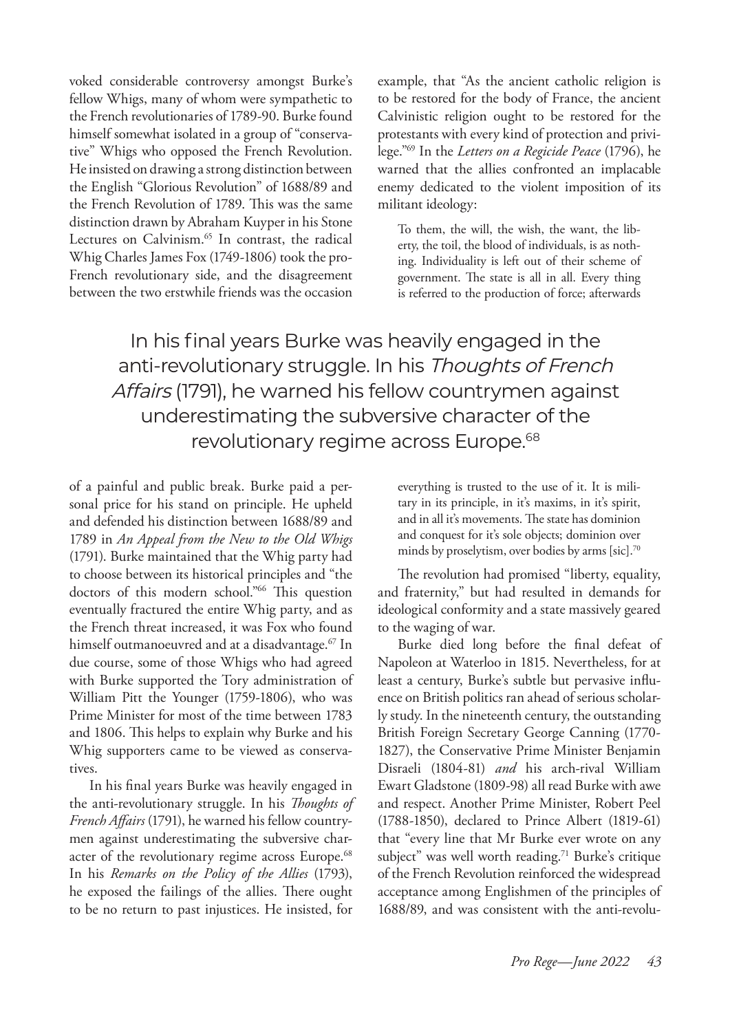voked considerable controversy amongst Burke's fellow Whigs, many of whom were sympathetic to the French revolutionaries of 1789-90. Burke found himself somewhat isolated in a group of "conservative" Whigs who opposed the French Revolution. He insisted on drawing a strong distinction between the English "Glorious Revolution" of 1688/89 and the French Revolution of 1789. This was the same distinction drawn by Abraham Kuyper in his Stone Lectures on Calvinism.[65] In contrast, the radical Whig Charles James Fox (1749-1806) took the pro-French revolutionary side, and the disagreement between the two erstwhile friends was the occasion of a painful and public break. Burke paid a personal price for his stand on principle. He upheld and defended his distinction between 1688/89 and 1789 in *An Appeal from the New to the Old Whigs* (1791). Burke maintained that the Whig party had to choose between its historical principles and "the doctors of this modern school."[66] This question eventually fractured the entire Whig party, and as the French threat increased, it was Fox who found himself outmanoeuvred and at a disadvantage.[67] In due course, some of those Whigs who had agreed with Burke supported the Tory administration of William Pitt the Younger (1759-1806), who was Prime Minister for most of the time between 1783 and 1806. This helps to explain why Burke and his Whig supporters came to be viewed as conservatives.

In his final years Burke was heavily engaged in the anti-revolutionary struggle. In his *Thoughts of French Affairs* (1791), he warned his fellow countrymen against underestimating the subversive character of the revolutionary regime across Europe.[68] In his *Remarks on the Policy of the Allies* (1793), he exposed the failings of the allies. There ought to be no return to past injustices. He insisted, for example, that "As the ancient catholic religion is to be restored for the body of France, the ancient Calvinistic religion ought to be restored for the protestants with every kind of protection and privilege."[69] In the *Letters on a Regicide Peace* (1796), he warned that the allies confronted an implacable enemy dedicated to the violent imposition of its militant ideology:

> To them, the will, the wish, the want, the liberty, the toil, the blood of individuals, is as nothing. Individuality is left out of their scheme of government. The state is all in all. Every thing is referred to the production of force; afterwards everything is trusted to the use of it. It is military in its principle, in it's maxims, in it's spirit, and in all it's movements. The state has dominion and conquest for it's sole objects; dominion over minds by proselytism, over bodies by arms [sic].[70]

The revolution had promised "liberty, equality, and fraternity," but had resulted in demands for ideological conformity and a state massively geared to the waging of war.

Burke died long before the final defeat of Napoleon at Waterloo in 1815. Nevertheless, for at least a century, Burke's subtle but pervasive influence on British politics ran ahead of serious scholarly study. In the nineteenth century, the outstanding British Foreign Secretary George Canning (1770-1827), the Conservative Prime Minister Benjamin Disraeli (1804-81) *and* his arch-rival William Ewart Gladstone (1809-98) all read Burke with awe and respect. Another Prime Minister, Robert Peel (1788-1850), declared to Prince Albert (1819-61) that "every line that Mr Burke ever wrote on any subject" was well worth reading.[71] Burke's critique of the French Revolution reinforced the widespread acceptance among Englishmen of the principles of 1688/89, and was consistent with the anti-revolu-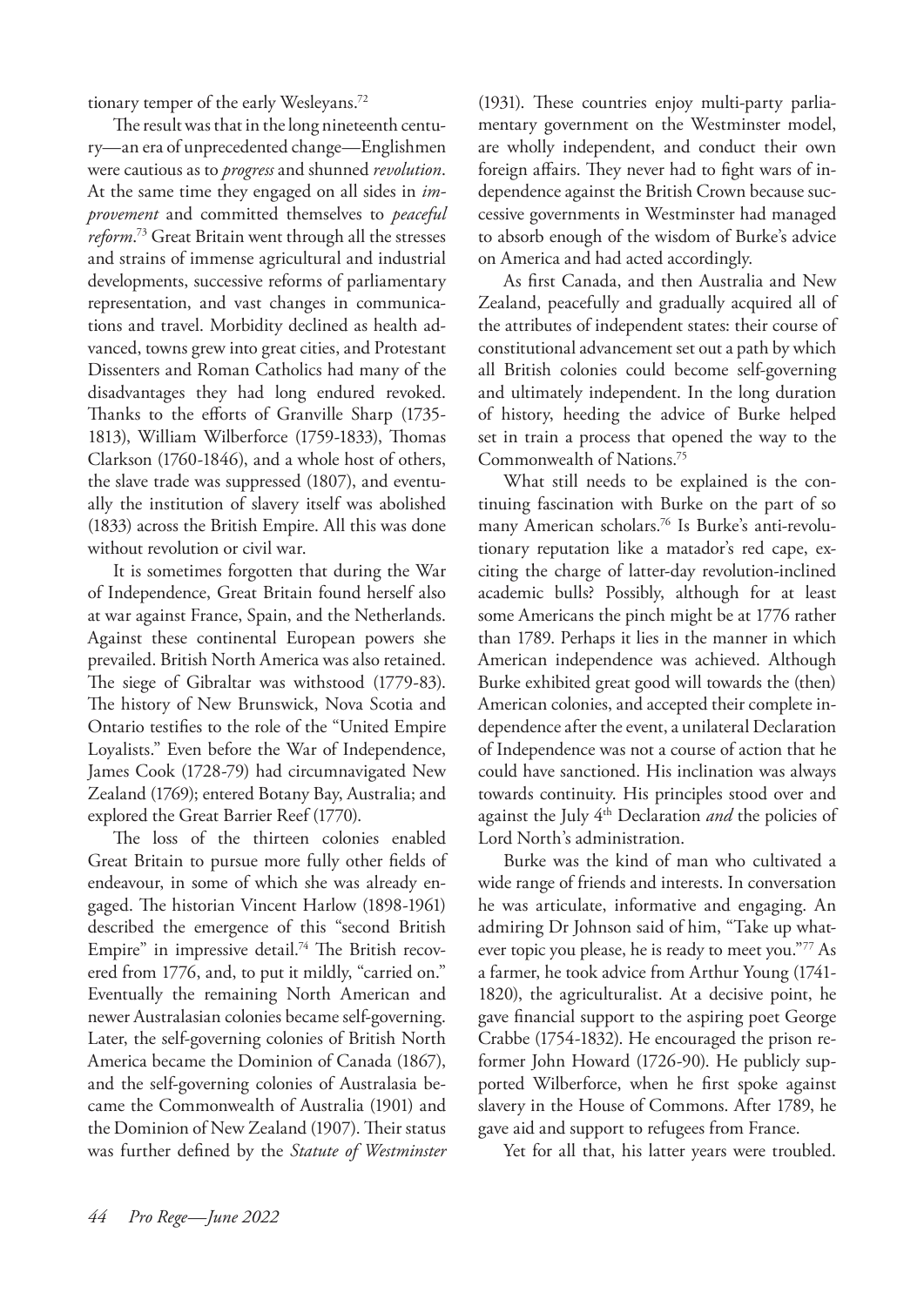tionary temper of the early Wesleyans.[72]

The result was that in the long nineteenth century—an era of unprecedented change—Englishmen were cautious as to *progress* and shunned *revolution*. At the same time they engaged on all sides in *improvement* and committed themselves to *peaceful reform*.[73] Great Britain went through all the stresses and strains of immense agricultural and industrial developments, successive reforms of parliamentary representation, and vast changes in communications and travel. Morbidity declined as health advanced, towns grew into great cities, and Protestant Dissenters and Roman Catholics had many of the disadvantages they had long endured revoked. Thanks to the efforts of Granville Sharp (1735-1813), William Wilberforce (1759-1833), Thomas Clarkson (1760-1846), and a whole host of others, the slave trade was suppressed (1807), and eventually the institution of slavery itself was abolished (1833) across the British Empire. All this was done without revolution or civil war.

It is sometimes forgotten that during the War of Independence, Great Britain found herself also at war against France, Spain, and the Netherlands. Against these continental European powers she prevailed. British North America was also retained. The siege of Gibraltar was withstood (1779-83). The history of New Brunswick, Nova Scotia and Ontario testifies to the role of the "United Empire Loyalists." Even before the War of Independence, James Cook (1728-79) had circumnavigated New Zealand (1769); entered Botany Bay, Australia; and explored the Great Barrier Reef (1770).

The loss of the thirteen colonies enabled Great Britain to pursue more fully other fields of endeavour, in some of which she was already engaged. The historian Vincent Harlow (1898-1961) described the emergence of this "second British Empire" in impressive detail.[74] The British recovered from 1776, and, to put it mildly, "carried on." Eventually the remaining North American and newer Australasian colonies became self-governing. Later, the self-governing colonies of British North America became the Dominion of Canada (1867), and the self-governing colonies of Australasia became the Commonwealth of Australia (1901) and the Dominion of New Zealand (1907). Their status was further defined by the *Statute of Westminster* (1931). These countries enjoy multi-party parliamentary government on the Westminster model, are wholly independent, and conduct their own foreign affairs. They never had to fight wars of independence against the British Crown because successive governments in Westminster had managed to absorb enough of the wisdom of Burke's advice on America and had acted accordingly.

As first Canada, and then Australia and New Zealand, peacefully and gradually acquired all of the attributes of independent states: their course of constitutional advancement set out a path by which all British colonies could become self-governing and ultimately independent. In the long duration of history, heeding the advice of Burke helped set in train a process that opened the way to the Commonwealth of Nations.[75]

What still needs to be explained is the continuing fascination with Burke on the part of so many American scholars.[76] Is Burke's anti-revolutionary reputation like a matador's red cape, exciting the charge of latter-day revolution-inclined academic bulls? Possibly, although for at least some Americans the pinch might be at 1776 rather than 1789. Perhaps it lies in the manner in which American independence was achieved. Although Burke exhibited great good will towards the (then) American colonies, and accepted their complete independence after the event, a unilateral Declaration of Independence was not a course of action that he could have sanctioned. His inclination was always towards continuity. His principles stood over and against the July 4th Declaration *and* the policies of Lord North's administration.

Burke was the kind of man who cultivated a wide range of friends and interests. In conversation he was articulate, informative and engaging. An admiring Dr Johnson said of him, "Take up whatever topic you please, he is ready to meet you."[77] As a farmer, he took advice from Arthur Young (1741-1820), the agriculturalist. At a decisive point, he gave financial support to the aspiring poet George Crabbe (1754-1832). He encouraged the prison reformer John Howard (1726-90). He publicly supported Wilberforce, when he first spoke against slavery in the House of Commons. After 1789, he gave aid and support to refugees from France.

Yet for all that, his latter years were troubled.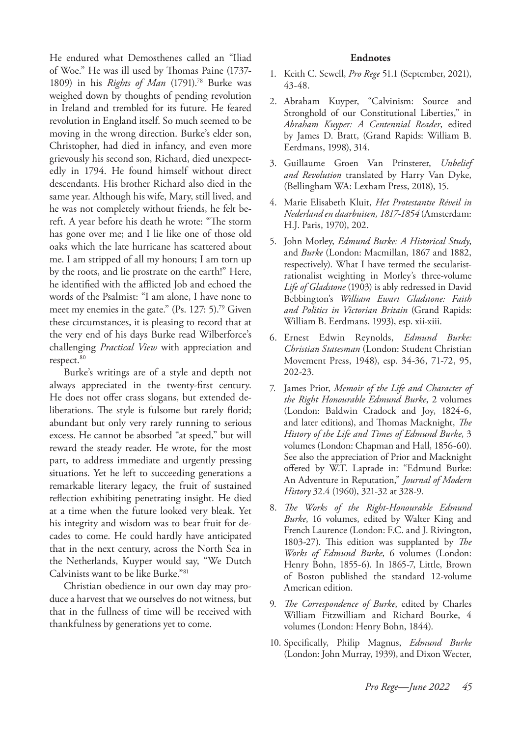He endured what Demosthenes called an "Iliad of Woe." He was ill used by Thomas Paine (1737-1809) in his *Rights of Man* (1791).[78] Burke was weighed down by thoughts of pending revolution in Ireland and trembled for its future. He feared revolution in England itself. So much seemed to be moving in the wrong direction. Burke's elder son, Christopher, had died in infancy, and even more grievously his second son, Richard, died unexpectedly in 1794. He found himself without direct descendants. His brother Richard also died in the same year. Although his wife, Mary, still lived, and he was not completely without friends, he felt bereft. A year before his death he wrote: "The storm has gone over me; and I lie like one of those old oaks which the late hurricane has scattered about me. I am stripped of all my honours; I am torn up by the roots, and lie prostrate on the earth!" Here, he identified with the afflicted Job and echoed the words of the Psalmist: "I am alone, I have none to meet my enemies in the gate." (Ps. 127: 5).[79] Given these circumstances, it is pleasing to record that at the very end of his days Burke read Wilberforce's challenging *Practical View* with appreciation and respect.[80]

Burke's writings are of a style and depth not always appreciated in the twenty-first century. He does not offer crass slogans, but extended deliberations. The style is fulsome but rarely florid; abundant but only very rarely running to serious excess. He cannot be absorbed "at speed," but will reward the steady reader. He wrote, for the most part, to address immediate and urgently pressing situations. Yet he left to succeeding generations a remarkable literary legacy, the fruit of sustained reflection exhibiting penetrating insight. He died at a time when the future looked very bleak. Yet his integrity and wisdom was to bear fruit for decades to come. He could hardly have anticipated that in the next century, across the North Sea in the Netherlands, Kuyper would say, "We Dutch Calvinists want to be like Burke."[81]

Christian obedience in our own day may produce a harvest that we ourselves do not witness, but that in the fullness of time will be received with thankfulness by generations yet to come.

## Endnotes

1. Keith C. Sewell, *Pro Rege* 51.1 (September, 2021), 43-48.
2. Abraham Kuyper, "Calvinism: Source and Stronghold of our Constitutional Liberties," in *Abraham Kuyper: A Centennial Reader*, edited by James D. Bratt, (Grand Rapids: William B. Eerdmans, 1998), 314.
3. Guillaume Groen Van Prinsterer, *Unbelief and Revolution* translated by Harry Van Dyke, (Bellingham WA: Lexham Press, 2018), 15.
4. Marie Elisabeth Kluit, *Het Protestantse Réveil in Nederland en daarbuiten, 1817-1854* (Amsterdam: H.J. Paris, 1970), 202.
5. John Morley, *Edmund Burke: A Historical Study*, and *Burke* (London: Macmillan, 1867 and 1882, respectively). What I have termed the secularist-rationalist weighting in Morley's three-volume *Life of Gladstone* (1903) is ably redressed in David Bebbington's *William Ewart Gladstone: Faith and Politics in Victorian Britain* (Grand Rapids: William B. Eerdmans, 1993), esp. xii-xiii.
6. Ernest Edwin Reynolds, *Edmund Burke: Christian Statesman* (London: Student Christian Movement Press, 1948), esp. 34-36, 71-72, 95, 202-23.
7. James Prior, *Memoir of the Life and Character of the Right Honourable Edmund Burke*, 2 volumes (London: Baldwin Cradock and Joy, 1824-6, and later editions), and Thomas Macknight, *The History of the Life and Times of Edmund Burke*, 3 volumes (London: Chapman and Hall, 1856-60). See also the appreciation of Prior and Macknight offered by W.T. Laprade in: "Edmund Burke: An Adventure in Reputation," *Journal of Modern History* 32.4 (1960), 321-32 at 328-9.
8. *The Works of the Right-Honourable Edmund Burke*, 16 volumes, edited by Walter King and French Laurence (London: F.C. and J. Rivington, 1803-27). This edition was supplanted by *The Works of Edmund Burke*, 6 volumes (London: Henry Bohn, 1855-6). In 1865-7, Little, Brown of Boston published the standard 12-volume American edition.
9. *The Correspondence of Burke*, edited by Charles William Fitzwilliam and Richard Bourke, 4 volumes (London: Henry Bohn, 1844).
10. Specifically, Philip Magnus, *Edmund Burke* (London: John Murray, 1939), and Dixon Wecter,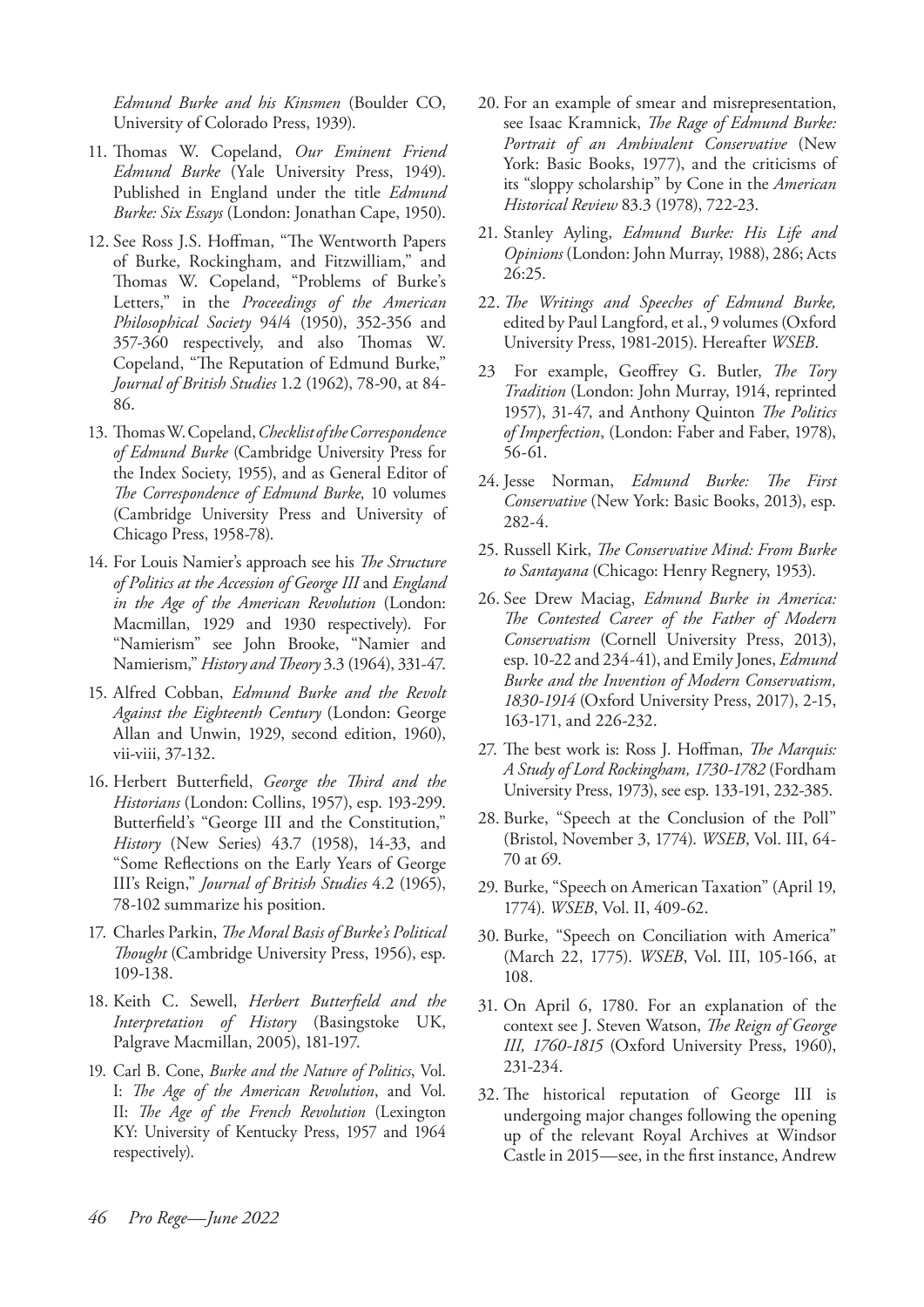*Edmund Burke and his Kinsmen* (Boulder CO, University of Colorado Press, 1939).

11. Thomas W. Copeland, *Our Eminent Friend Edmund Burke* (Yale University Press, 1949). Published in England under the title *Edmund Burke: Six Essays* (London: Jonathan Cape, 1950).

12. See Ross J.S. Hoffman, "The Wentworth Papers of Burke, Rockingham, and Fitzwilliam," and Thomas W. Copeland, "Problems of Burke's Letters," in the *Proceedings of the American Philosophical Society* 94/4 (1950), 352-356 and 357-360 respectively, and also Thomas W. Copeland, "The Reputation of Edmund Burke," *Journal of British Studies* 1.2 (1962), 78-90, at 84-86.

13. Thomas W. Copeland, *Checklist of the Correspondence of Edmund Burke* (Cambridge University Press for the Index Society, 1955), and as General Editor of *The Correspondence of Edmund Burke*, 10 volumes (Cambridge University Press and University of Chicago Press, 1958-78).

14. For Louis Namier's approach see his *The Structure of Politics at the Accession of George III* and *England in the Age of the American Revolution* (London: Macmillan, 1929 and 1930 respectively). For "Namierism" see John Brooke, "Namier and Namierism," *History and Theory* 3.3 (1964), 331-47.

15. Alfred Cobban, *Edmund Burke and the Revolt Against the Eighteenth Century* (London: George Allan and Unwin, 1929, second edition, 1960), vii-viii, 37-132.

16. Herbert Butterfield, *George the Third and the Historians* (London: Collins, 1957), esp. 193-299. Butterfield's "George III and the Constitution," *History* (New Series) 43.7 (1958), 14-33, and "Some Reflections on the Early Years of George III's Reign," *Journal of British Studies* 4.2 (1965), 78-102 summarize his position.

17. Charles Parkin, *The Moral Basis of Burke's Political Thought* (Cambridge University Press, 1956), esp. 109-138.

18. Keith C. Sewell, *Herbert Butterfield and the Interpretation of History* (Basingstoke UK, Palgrave Macmillan, 2005), 181-197.

19. Carl B. Cone, *Burke and the Nature of Politics*, Vol. I: *The Age of the American Revolution*, and Vol. II: *The Age of the French Revolution* (Lexington KY: University of Kentucky Press, 1957 and 1964 respectively).

20. For an example of smear and misrepresentation, see Isaac Kramnick, *The Rage of Edmund Burke: Portrait of an Ambivalent Conservative* (New York: Basic Books, 1977), and the criticisms of its "sloppy scholarship" by Cone in the *American Historical Review* 83.3 (1978), 722-23.

21. Stanley Ayling, *Edmund Burke: His Life and Opinions* (London: John Murray, 1988), 286; Acts 26:25.

22. *The Writings and Speeches of Edmund Burke,* edited by Paul Langford, et al., 9 volumes (Oxford University Press, 1981-2015). Hereafter *WSEB*.

23. For example, Geoffrey G. Butler, *The Tory Tradition* (London: John Murray, 1914, reprinted 1957), 31-47, and Anthony Quinton *The Politics of Imperfection*, (London: Faber and Faber, 1978), 56-61.

24. Jesse Norman, *Edmund Burke: The First Conservative* (New York: Basic Books, 2013), esp. 282-4.

25. Russell Kirk, *The Conservative Mind: From Burke to Santayana* (Chicago: Henry Regnery, 1953).

26. See Drew Maciag, *Edmund Burke in America: The Contested Career of the Father of Modern Conservatism* (Cornell University Press, 2013), esp. 10-22 and 234-41), and Emily Jones, *Edmund Burke and the Invention of Modern Conservatism, 1830-1914* (Oxford University Press, 2017), 2-15, 163-171, and 226-232.

27. The best work is: Ross J. Hoffman, *The Marquis: A Study of Lord Rockingham, 1730-1782* (Fordham University Press, 1973), see esp. 133-191, 232-385.

28. Burke, "Speech at the Conclusion of the Poll" (Bristol, November 3, 1774). *WSEB*, Vol. III, 64-70 at 69.

29. Burke, "Speech on American Taxation" (April 19, 1774). *WSEB*, Vol. II, 409-62.

30. Burke, "Speech on Conciliation with America" (March 22, 1775). *WSEB*, Vol. III, 105-166, at 108.

31. On April 6, 1780. For an explanation of the context see J. Steven Watson, *The Reign of George III, 1760-1815* (Oxford University Press, 1960), 231-234.

32. The historical reputation of George III is undergoing major changes following the opening up of the relevant Royal Archives at Windsor Castle in 2015—see, in the first instance, Andrew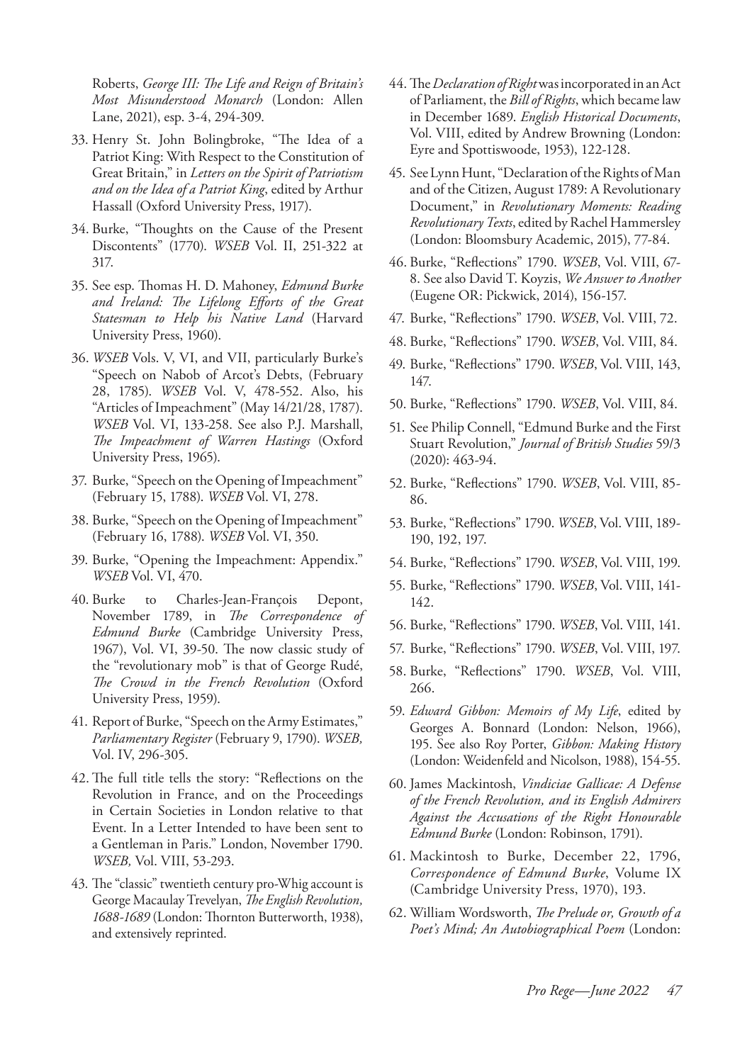Roberts, *George III: The Life and Reign of Britain's Most Misunderstood Monarch* (London: Allen Lane, 2021), esp. 3-4, 294-309.

33. Henry St. John Bolingbroke, "The Idea of a Patriot King: With Respect to the Constitution of Great Britain," in *Letters on the Spirit of Patriotism and on the Idea of a Patriot King*, edited by Arthur Hassall (Oxford University Press, 1917).

34. Burke, "Thoughts on the Cause of the Present Discontents" (1770). *WSEB* Vol. II, 251-322 at 317.

35. See esp. Thomas H. D. Mahoney, *Edmund Burke and Ireland: The Lifelong Efforts of the Great Statesman to Help his Native Land* (Harvard University Press, 1960).

36. *WSEB* Vols. V, VI, and VII, particularly Burke's "Speech on Nabob of Arcot's Debts, (February 28, 1785). *WSEB* Vol. V, 478-552. Also, his "Articles of Impeachment" (May 14/21/28, 1787). *WSEB* Vol. VI, 133-258. See also P.J. Marshall, *The Impeachment of Warren Hastings* (Oxford University Press, 1965).

37. Burke, "Speech on the Opening of Impeachment" (February 15, 1788). *WSEB* Vol. VI, 278.

38. Burke, "Speech on the Opening of Impeachment" (February 16, 1788). *WSEB* Vol. VI, 350.

39. Burke, "Opening the Impeachment: Appendix." *WSEB* Vol. VI, 470.

40. Burke to Charles-Jean-François Depont, November 1789, in *The Correspondence of Edmund Burke* (Cambridge University Press, 1967), Vol. VI, 39-50. The now classic study of the "revolutionary mob" is that of George Rudé, *The Crowd in the French Revolution* (Oxford University Press, 1959).

41. Report of Burke, "Speech on the Army Estimates," *Parliamentary Register* (February 9, 1790). *WSEB,* Vol. IV, 296-305.

42. The full title tells the story: "Reflections on the Revolution in France, and on the Proceedings in Certain Societies in London relative to that Event. In a Letter Intended to have been sent to a Gentleman in Paris." London, November 1790. *WSEB,* Vol. VIII, 53-293.

43. The "classic" twentieth century pro-Whig account is George Macaulay Trevelyan, *The English Revolution, 1688-1689* (London: Thornton Butterworth, 1938), and extensively reprinted.

44. The *Declaration of Right* was incorporated in an Act of Parliament, the *Bill of Rights*, which became law in December 1689. *English Historical Documents*, Vol. VIII, edited by Andrew Browning (London: Eyre and Spottiswoode, 1953), 122-128.

45. See Lynn Hunt, "Declaration of the Rights of Man and of the Citizen, August 1789: A Revolutionary Document," in *Revolutionary Moments: Reading Revolutionary Texts*, edited by Rachel Hammersley (London: Bloomsbury Academic, 2015), 77-84.

46. Burke, "Reflections" 1790. *WSEB*, Vol. VIII, 67-8. See also David T. Koyzis, *We Answer to Another* (Eugene OR: Pickwick, 2014), 156-157.

47. Burke, "Reflections" 1790. *WSEB*, Vol. VIII, 72.

48. Burke, "Reflections" 1790. *WSEB*, Vol. VIII, 84.

49. Burke, "Reflections" 1790. *WSEB*, Vol. VIII, 143, 147.

50. Burke, "Reflections" 1790. *WSEB*, Vol. VIII, 84.

51. See Philip Connell, "Edmund Burke and the First Stuart Revolution," *Journal of British Studies* 59/3 (2020): 463-94.

52. Burke, "Reflections" 1790. *WSEB*, Vol. VIII, 85-86.

53. Burke, "Reflections" 1790. *WSEB*, Vol. VIII, 189-190, 192, 197.

54. Burke, "Reflections" 1790. *WSEB*, Vol. VIII, 199.

55. Burke, "Reflections" 1790. *WSEB*, Vol. VIII, 141-142.

56. Burke, "Reflections" 1790. *WSEB*, Vol. VIII, 141.

57. Burke, "Reflections" 1790. *WSEB*, Vol. VIII, 197.

58. Burke, "Reflections" 1790. *WSEB*, Vol. VIII, 266.

59. *Edward Gibbon: Memoirs of My Life*, edited by Georges A. Bonnard (London: Nelson, 1966), 195. See also Roy Porter, *Gibbon: Making History* (London: Weidenfeld and Nicolson, 1988), 154-55.

60. James Mackintosh, *Vindiciae Gallicae: A Defense of the French Revolution, and its English Admirers Against the Accusations of the Right Honourable Edmund Burke* (London: Robinson, 1791).

61. Mackintosh to Burke, December 22, 1796, *Correspondence of Edmund Burke*, Volume IX (Cambridge University Press, 1970), 193.

62. William Wordsworth, *The Prelude or, Growth of a Poet's Mind; An Autobiographical Poem* (London: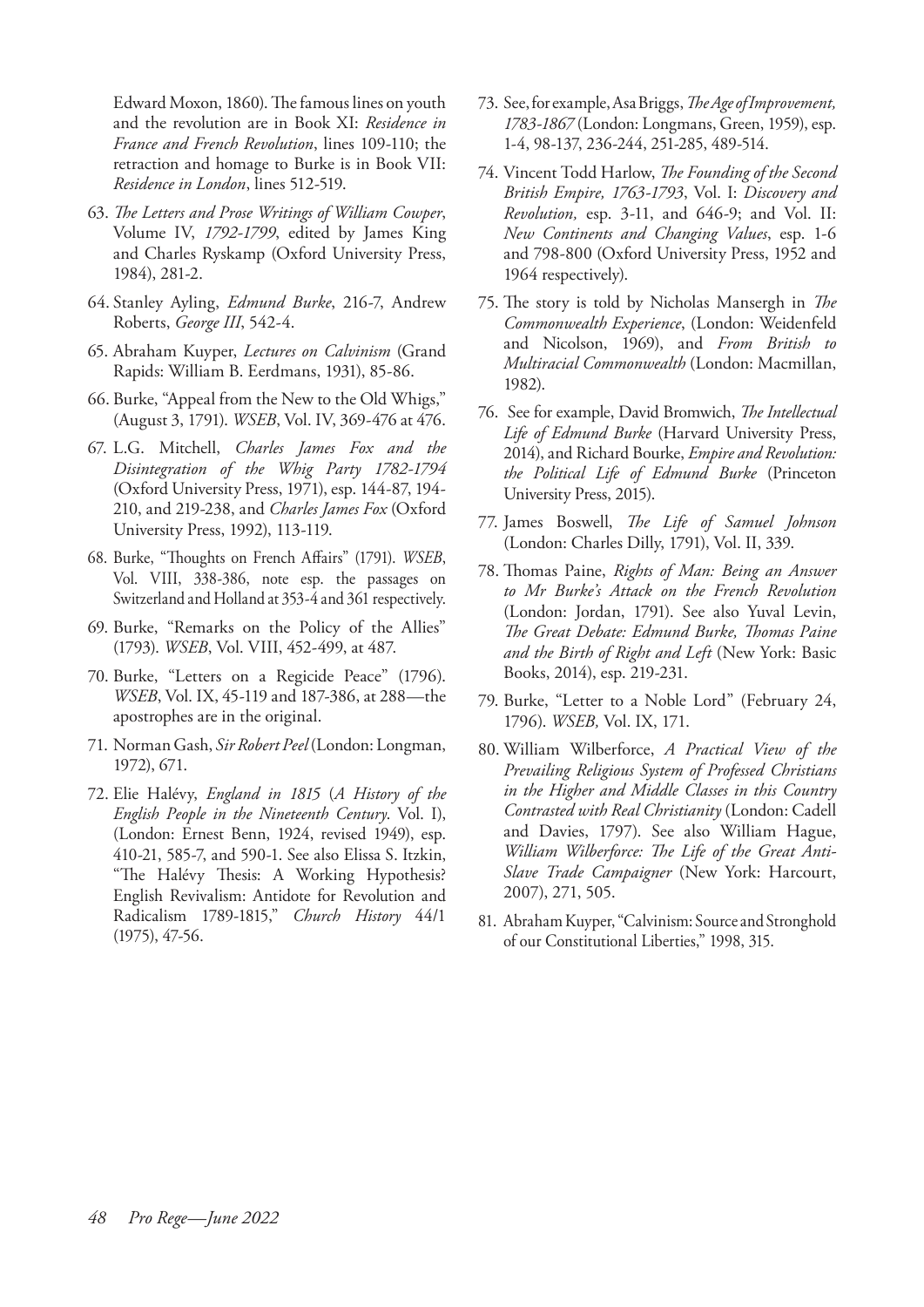Edward Moxon, 1860). The famous lines on youth and the revolution are in Book XI: *Residence in France and French Revolution*, lines 109-110; the retraction and homage to Burke is in Book VII: *Residence in London*, lines 512-519.

63. *The Letters and Prose Writings of William Cowper*, Volume IV, *1792-1799*, edited by James King and Charles Ryskamp (Oxford University Press, 1984), 281-2.

64. Stanley Ayling, *Edmund Burke*, 216-7, Andrew Roberts, *George III*, 542-4.

65. Abraham Kuyper, *Lectures on Calvinism* (Grand Rapids: William B. Eerdmans, 1931), 85-86.

66. Burke, "Appeal from the New to the Old Whigs," (August 3, 1791). *WSEB*, Vol. IV, 369-476 at 476.

67. L.G. Mitchell, *Charles James Fox and the Disintegration of the Whig Party 1782-1794* (Oxford University Press, 1971), esp. 144-87, 194-210, and 219-238, and *Charles James Fox* (Oxford University Press, 1992), 113-119.

68. Burke, "Thoughts on French Affairs" (1791). *WSEB*, Vol. VIII, 338-386, note esp. the passages on Switzerland and Holland at 353-4 and 361 respectively.

69. Burke, "Remarks on the Policy of the Allies" (1793). *WSEB*, Vol. VIII, 452-499, at 487.

70. Burke, "Letters on a Regicide Peace" (1796). *WSEB*, Vol. IX, 45-119 and 187-386, at 288—the apostrophes are in the original.

71. Norman Gash, *Sir Robert Peel* (London: Longman, 1972), 671.

72. Elie Halévy, *England in 1815* (*A History of the English People in the Nineteenth Century*. Vol. I), (London: Ernest Benn, 1924, revised 1949), esp. 410-21, 585-7, and 590-1. See also Elissa S. Itzkin, "The Halévy Thesis: A Working Hypothesis? English Revivalism: Antidote for Revolution and Radicalism 1789-1815," *Church History* 44/1 (1975), 47-56.

73. See, for example, Asa Briggs, *The Age of Improvement, 1783-1867* (London: Longmans, Green, 1959), esp. 1-4, 98-137, 236-244, 251-285, 489-514.

74. Vincent Todd Harlow, *The Founding of the Second British Empire, 1763-1793*, Vol. I: *Discovery and Revolution,* esp. 3-11, and 646-9; and Vol. II: *New Continents and Changing Values*, esp. 1-6 and 798-800 (Oxford University Press, 1952 and 1964 respectively).

75. The story is told by Nicholas Mansergh in *The Commonwealth Experience*, (London: Weidenfeld and Nicolson, 1969), and *From British to Multiracial Commonwealth* (London: Macmillan, 1982).

76. See for example, David Bromwich, *The Intellectual Life of Edmund Burke* (Harvard University Press, 2014), and Richard Bourke, *Empire and Revolution: the Political Life of Edmund Burke* (Princeton University Press, 2015).

77. James Boswell, *The Life of Samuel Johnson* (London: Charles Dilly, 1791), Vol. II, 339.

78. Thomas Paine, *Rights of Man: Being an Answer to Mr Burke's Attack on the French Revolution* (London: Jordan, 1791). See also Yuval Levin, *The Great Debate: Edmund Burke, Thomas Paine and the Birth of Right and Left* (New York: Basic Books, 2014), esp. 219-231.

79. Burke, "Letter to a Noble Lord" (February 24, 1796). *WSEB,* Vol. IX, 171.

80. William Wilberforce, *A Practical View of the Prevailing Religious System of Professed Christians in the Higher and Middle Classes in this Country Contrasted with Real Christianity* (London: Cadell and Davies, 1797). See also William Hague, *William Wilberforce: The Life of the Great Anti-Slave Trade Campaigner* (New York: Harcourt, 2007), 271, 505.

81. Abraham Kuyper, "Calvinism: Source and Stronghold of our Constitutional Liberties," 1998, 315.